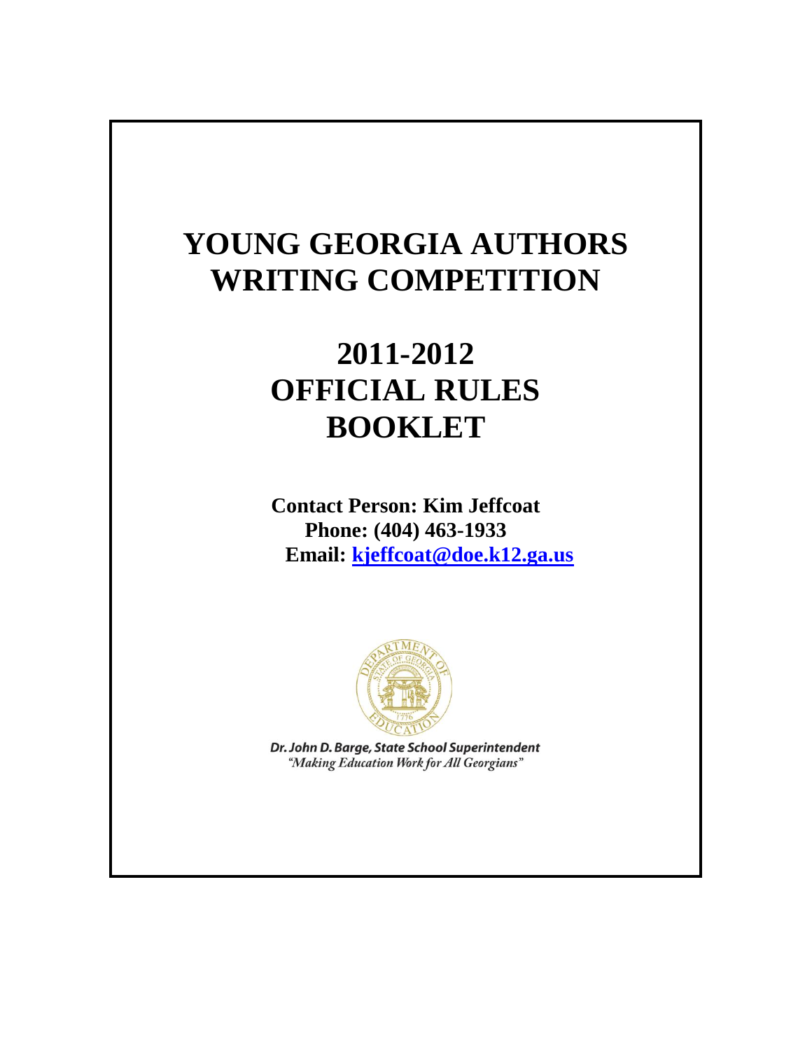# YOUNG GEORGIA AUTHORS WRITING COMPETITION

# 2011-2012 OFFICIAL RULES BOOKLET

**Contact Person: Kim Jeffcoat**
**Phone: (404) 463-1933**
**Email: [kjeffcoat@doe.k12.ga.us](mailto:kjeffcoat@doe.k12.ga.us)**

***Dr. John D. Barge, State School Superintendent***
*"Making Education Work for All Georgians"*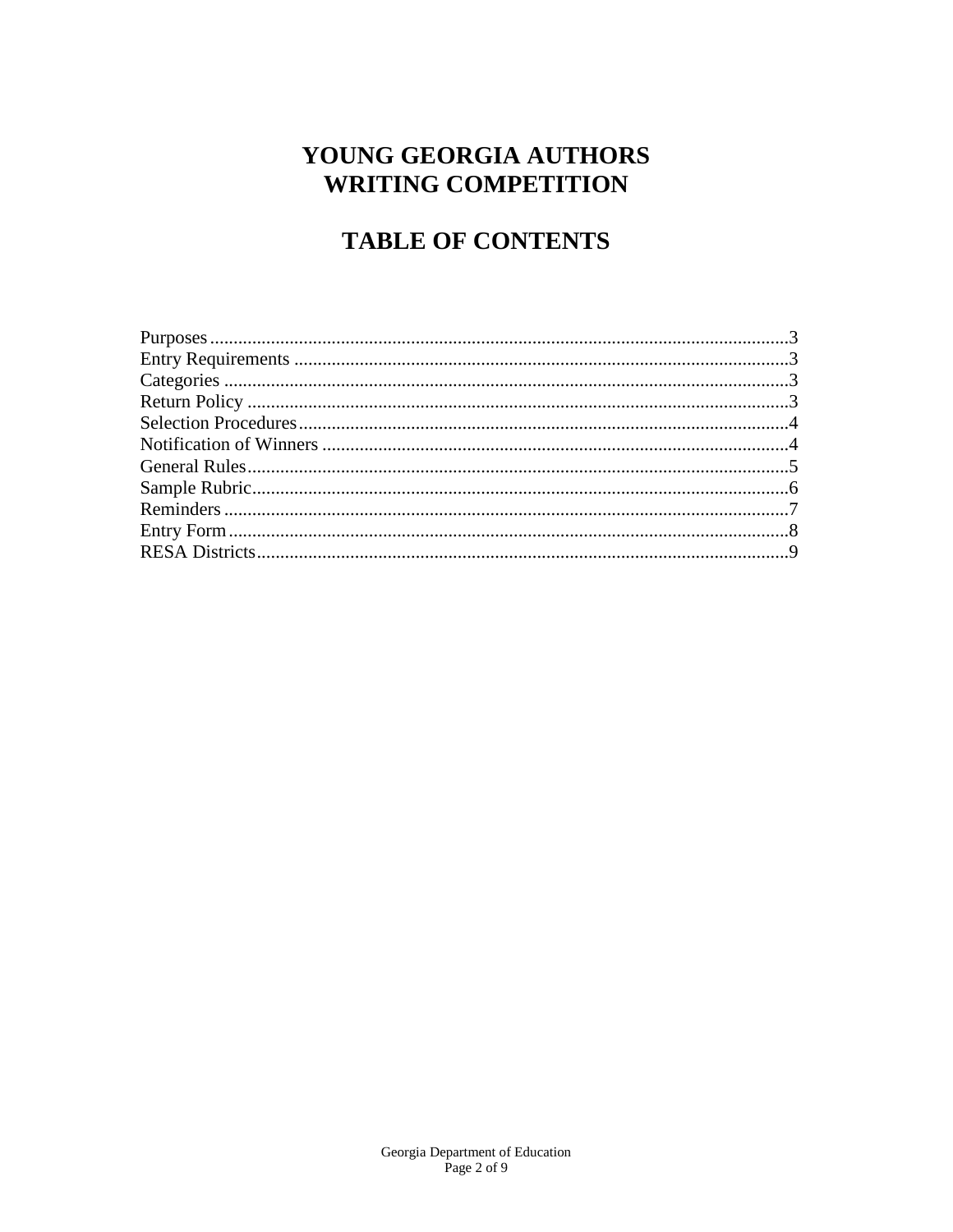# YOUNG GEORGIA AUTHORS WRITING COMPETITION

## TABLE OF CONTENTS

Purposes....................................................................................................................3
Entry Requirements ...................................................................................................3
Categories .................................................................................................................3
Return Policy .............................................................................................................3
Selection Procedures..................................................................................................4
Notification of Winners ..............................................................................................4
General Rules.............................................................................................................5
Sample Rubric............................................................................................................6
Reminders ..................................................................................................................7
Entry Form .................................................................................................................8
RESA Districts............................................................................................................9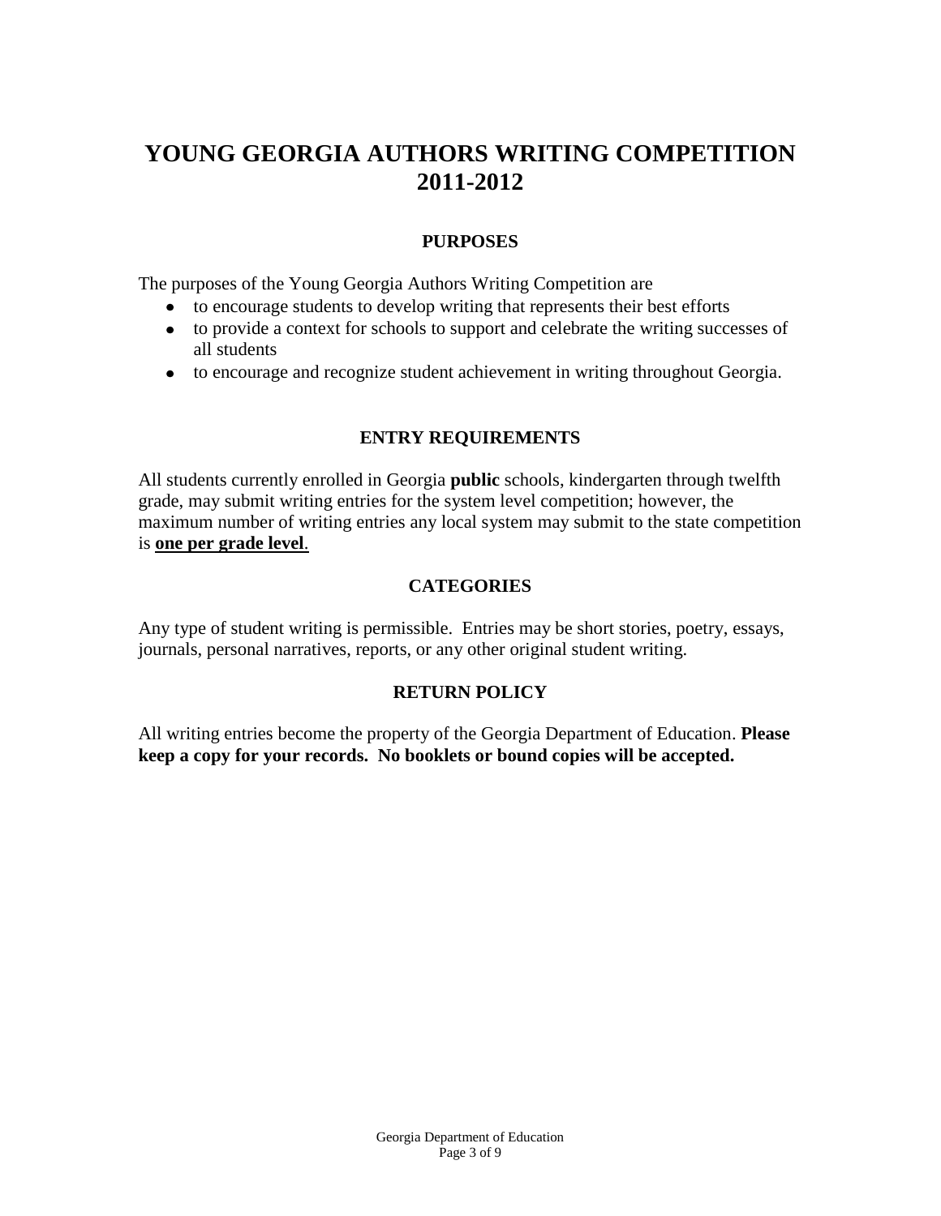# YOUNG GEORGIA AUTHORS WRITING COMPETITION 2011-2012

## PURPOSES

The purposes of the Young Georgia Authors Writing Competition are

- to encourage students to develop writing that represents their best efforts
- to provide a context for schools to support and celebrate the writing successes of all students
- to encourage and recognize student achievement in writing throughout Georgia.

## ENTRY REQUIREMENTS

All students currently enrolled in Georgia **public** schools, kindergarten through twelfth grade, may submit writing entries for the system level competition; however, the maximum number of writing entries any local system may submit to the state competition is **one per grade level**.

## CATEGORIES

Any type of student writing is permissible. Entries may be short stories, poetry, essays, journals, personal narratives, reports, or any other original student writing.

## RETURN POLICY

All writing entries become the property of the Georgia Department of Education. **Please keep a copy for your records. No booklets or bound copies will be accepted.**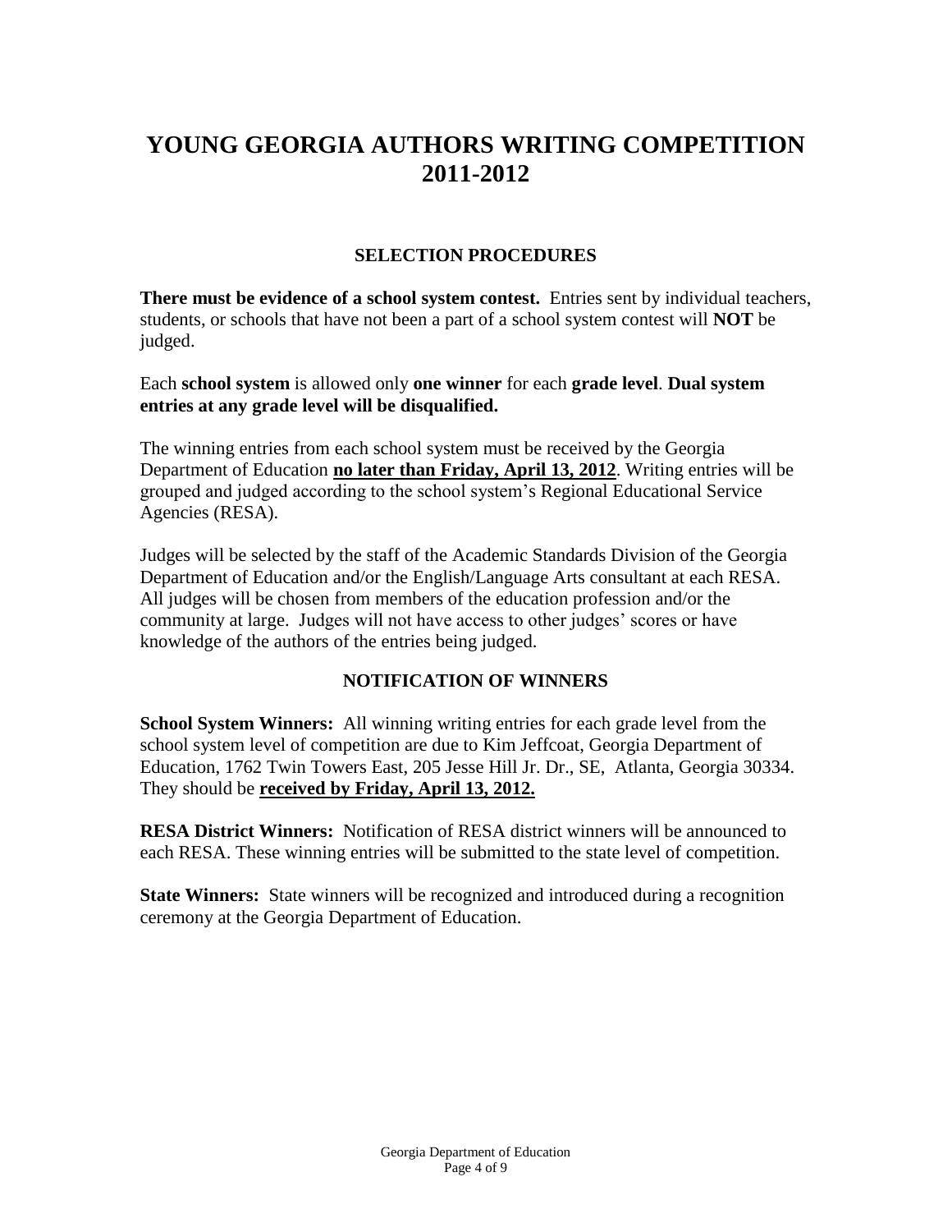# YOUNG GEORGIA AUTHORS WRITING COMPETITION 2011-2012

## SELECTION PROCEDURES

**There must be evidence of a school system contest.** Entries sent by individual teachers, students, or schools that have not been a part of a school system contest will **NOT** be judged.

Each **school system** is allowed only **one winner** for each **grade level**. **Dual system entries at any grade level will be disqualified.**

The winning entries from each school system must be received by the Georgia Department of Education **<u>no later than Friday, April 13, 2012</u>**. Writing entries will be grouped and judged according to the school system's Regional Educational Service Agencies (RESA).

Judges will be selected by the staff of the Academic Standards Division of the Georgia Department of Education and/or the English/Language Arts consultant at each RESA. All judges will be chosen from members of the education profession and/or the community at large. Judges will not have access to other judges' scores or have knowledge of the authors of the entries being judged.

## NOTIFICATION OF WINNERS

**School System Winners:** All winning writing entries for each grade level from the school system level of competition are due to Kim Jeffcoat, Georgia Department of Education, 1762 Twin Towers East, 205 Jesse Hill Jr. Dr., SE, Atlanta, Georgia 30334. They should be **<u>received by Friday, April 13, 2012.</u>**

**RESA District Winners:** Notification of RESA district winners will be announced to each RESA. These winning entries will be submitted to the state level of competition.

**State Winners:** State winners will be recognized and introduced during a recognition ceremony at the Georgia Department of Education.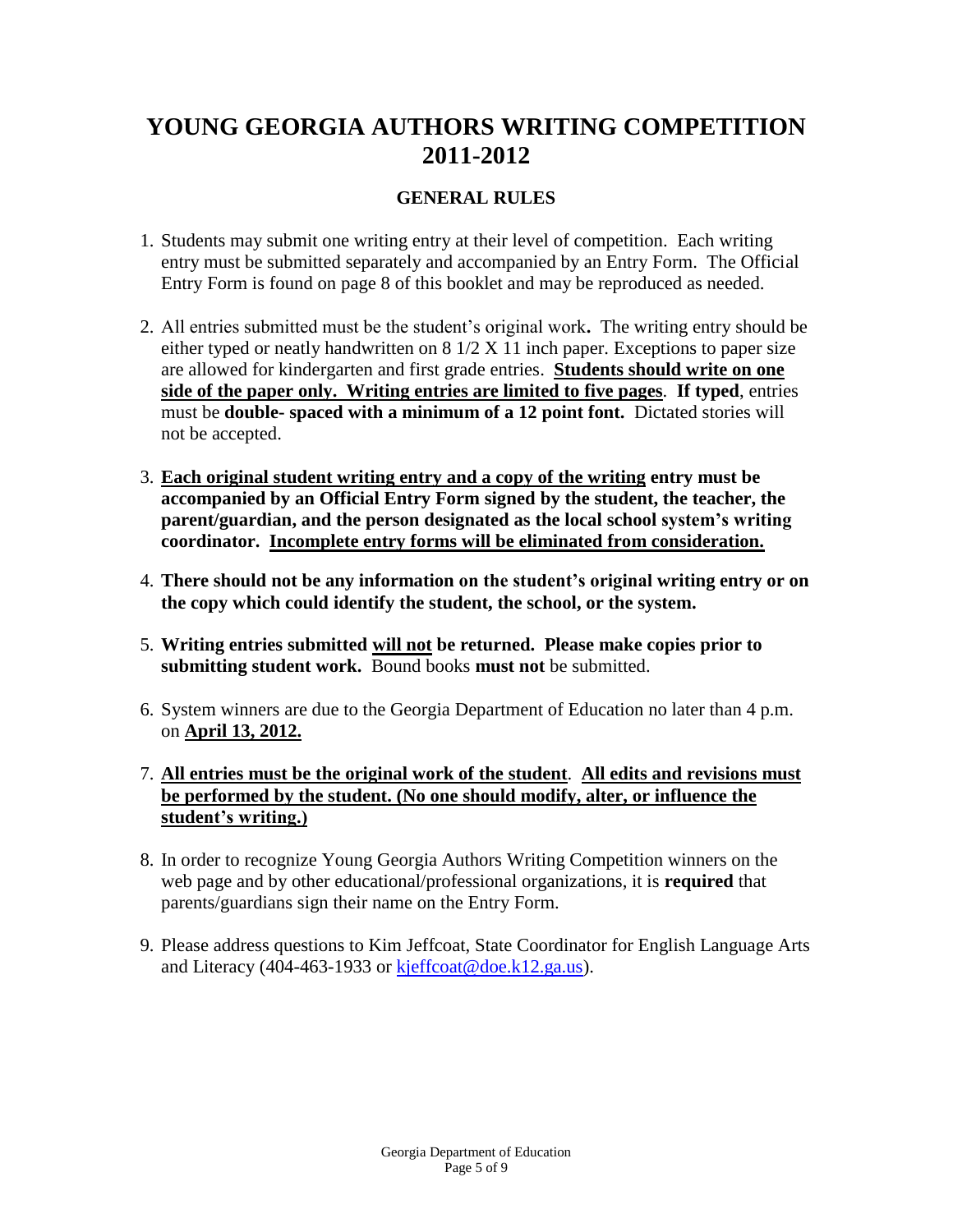# YOUNG GEORGIA AUTHORS WRITING COMPETITION 2011-2012

## GENERAL RULES

1. Students may submit one writing entry at their level of competition. Each writing entry must be submitted separately and accompanied by an Entry Form. The Official Entry Form is found on page 8 of this booklet and may be reproduced as needed.

2. All entries submitted must be the student's original work**.** The writing entry should be either typed or neatly handwritten on 8 1/2 X 11 inch paper. Exceptions to paper size are allowed for kindergarten and first grade entries. **Students should write on one side of the paper only. Writing entries are limited to five pages**. **If typed**, entries must be **double- spaced with a minimum of a 12 point font.** Dictated stories will not be accepted.

3. **Each original student writing entry and a copy of the writing entry must be accompanied by an Official Entry Form signed by the student, the teacher, the parent/guardian, and the person designated as the local school system's writing coordinator. Incomplete entry forms will be eliminated from consideration.**

4. **There should not be any information on the student's original writing entry or on the copy which could identify the student, the school, or the system.**

5. **Writing entries submitted will not be returned. Please make copies prior to submitting student work.** Bound books **must not** be submitted.

6. System winners are due to the Georgia Department of Education no later than 4 p.m. on **April 13, 2012.**

7. **All entries must be the original work of the student**. **All edits and revisions must be performed by the student. (No one should modify, alter, or influence the student's writing.)**

8. In order to recognize Young Georgia Authors Writing Competition winners on the web page and by other educational/professional organizations, it is **required** that parents/guardians sign their name on the Entry Form.

9. Please address questions to Kim Jeffcoat, State Coordinator for English Language Arts and Literacy (404-463-1933 or kjeffcoat@doe.k12.ga.us).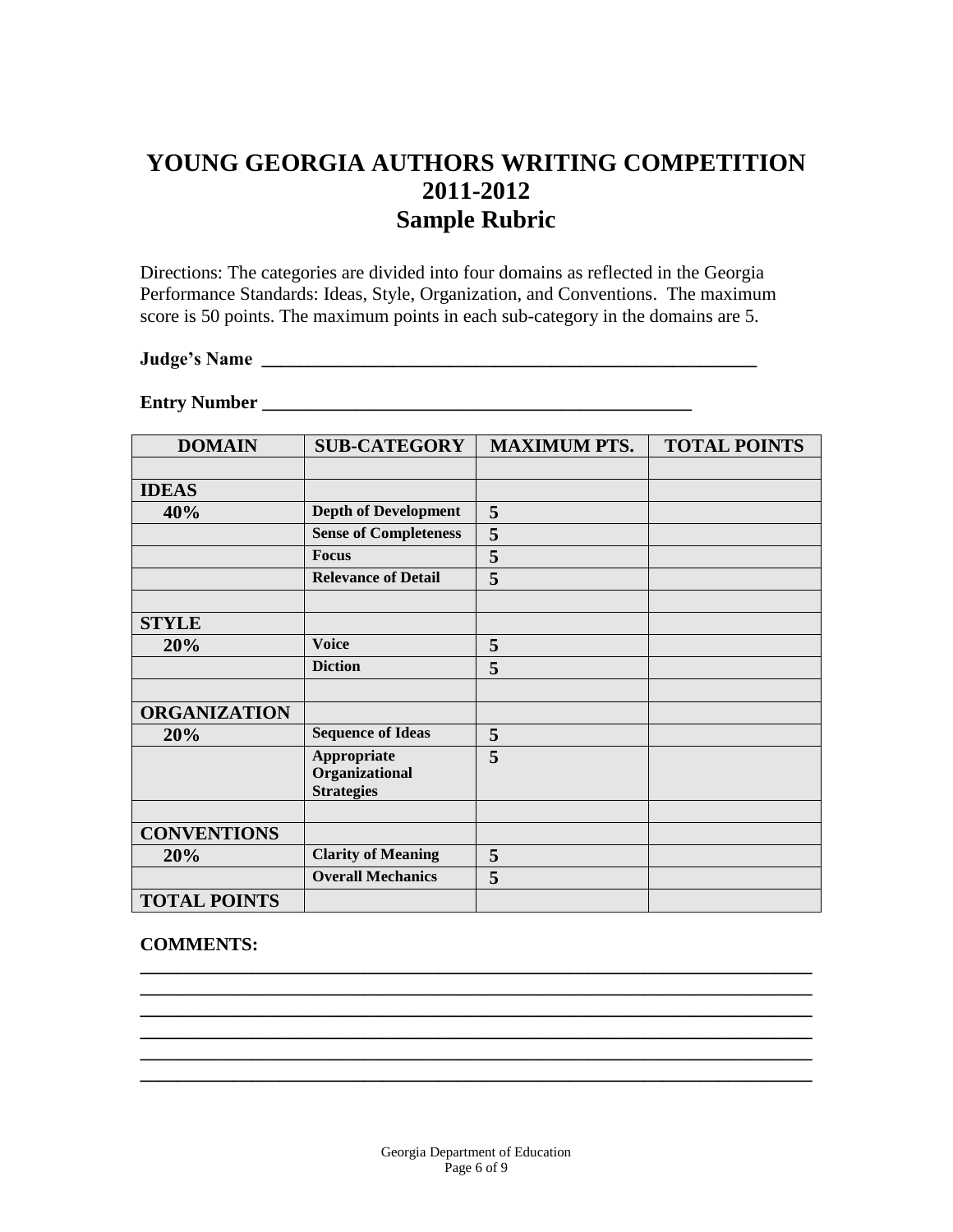# YOUNG GEORGIA AUTHORS WRITING COMPETITION 2011-2012 Sample Rubric

Directions: The categories are divided into four domains as reflected in the Georgia Performance Standards: Ideas, Style, Organization, and Conventions. The maximum score is 50 points. The maximum points in each sub-category in the domains are 5.

**Judge's Name** ______________________________________________________

**Entry Number** ______________________________________________

| DOMAIN | SUB-CATEGORY | MAXIMUM PTS. | TOTAL POINTS |
|---|---|---|---|
| | | | |
| **IDEAS** | | | |
| **40%** | **Depth of Development** | **5** | |
| | **Sense of Completeness** | **5** | |
| | **Focus** | **5** | |
| | **Relevance of Detail** | **5** | |
| | | | |
| **STYLE** | | | |
| **20%** | **Voice** | **5** | |
| | **Diction** | **5** | |
| | | | |
| **ORGANIZATION** | | | |
| **20%** | **Sequence of Ideas** | **5** | |
| | **Appropriate Organizational Strategies** | **5** | |
| | | | |
| **CONVENTIONS** | | | |
| **20%** | **Clarity of Meaning** | **5** | |
| | **Overall Mechanics** | **5** | |
| **TOTAL POINTS** | | | |

**COMMENTS:**

______________________________________________________________________
______________________________________________________________________
______________________________________________________________________
______________________________________________________________________
______________________________________________________________________
______________________________________________________________________

Georgia Department of Education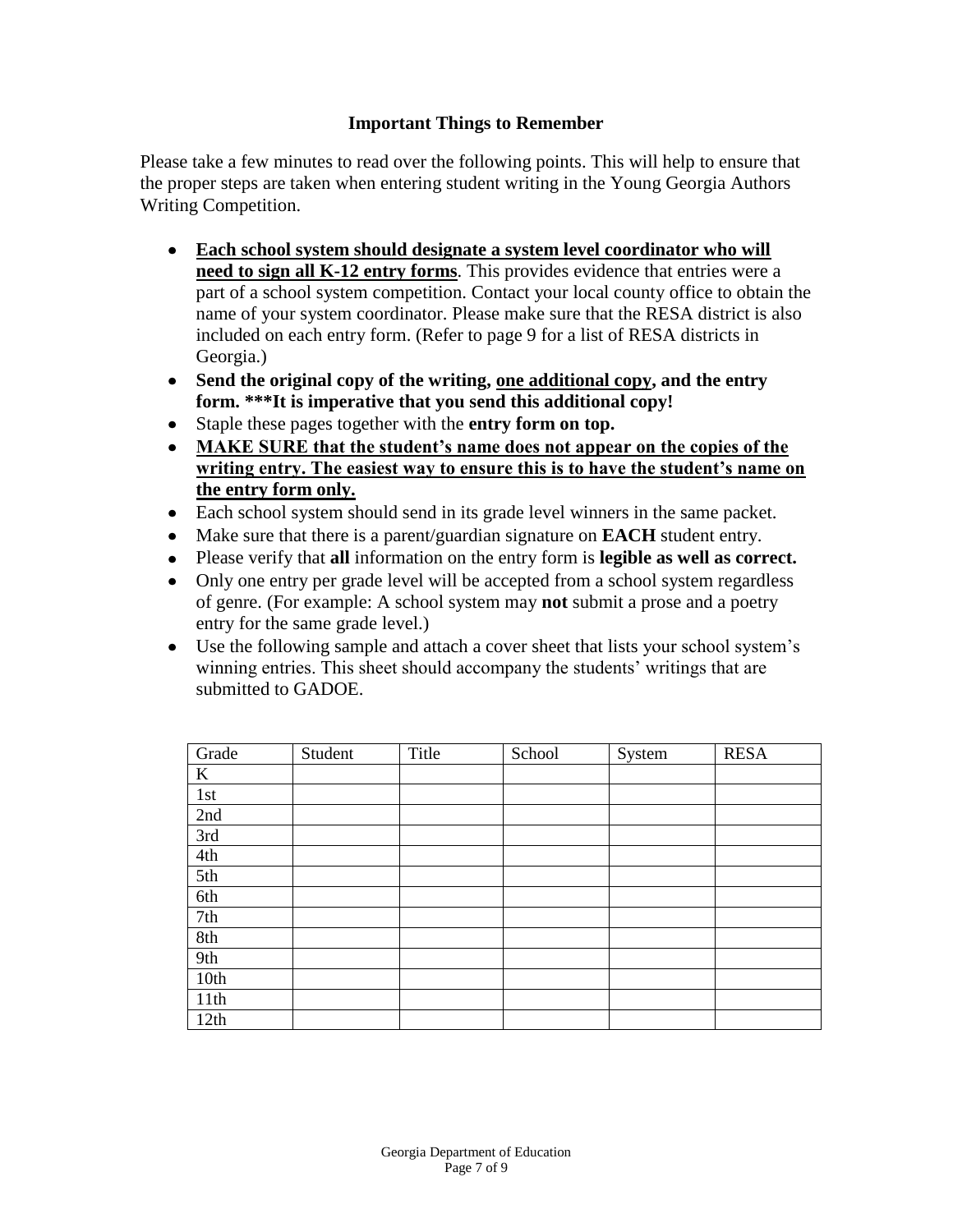## Important Things to Remember

Please take a few minutes to read over the following points. This will help to ensure that the proper steps are taken when entering student writing in the Young Georgia Authors Writing Competition.

- **Each school system should designate a system level coordinator who will need to sign all K-12 entry forms**. This provides evidence that entries were a part of a school system competition. Contact your local county office to obtain the name of your system coordinator. Please make sure that the RESA district is also included on each entry form. (Refer to page 9 for a list of RESA districts in Georgia.)
- **Send the original copy of the writing, one additional copy, and the entry form. \*\*\*It is imperative that you send this additional copy!**
- Staple these pages together with the **entry form on top.**
- **MAKE SURE that the student's name does not appear on the copies of the writing entry. The easiest way to ensure this is to have the student's name on the entry form only.**
- Each school system should send in its grade level winners in the same packet.
- Make sure that there is a parent/guardian signature on **EACH** student entry.
- Please verify that **all** information on the entry form is **legible as well as correct.**
- Only one entry per grade level will be accepted from a school system regardless of genre. (For example: A school system may **not** submit a prose and a poetry entry for the same grade level.)
- Use the following sample and attach a cover sheet that lists your school system's winning entries. This sheet should accompany the students' writings that are submitted to GADOE.

| Grade | Student | Title | School | System | RESA |
|---|---|---|---|---|---|
| K | | | | | |
| 1st | | | | | |
| 2nd | | | | | |
| 3rd | | | | | |
| 4th | | | | | |
| 5th | | | | | |
| 6th | | | | | |
| 7th | | | | | |
| 8th | | | | | |
| 9th | | | | | |
| 10th | | | | | |
| 11th | | | | | |
| 12th | | | | | |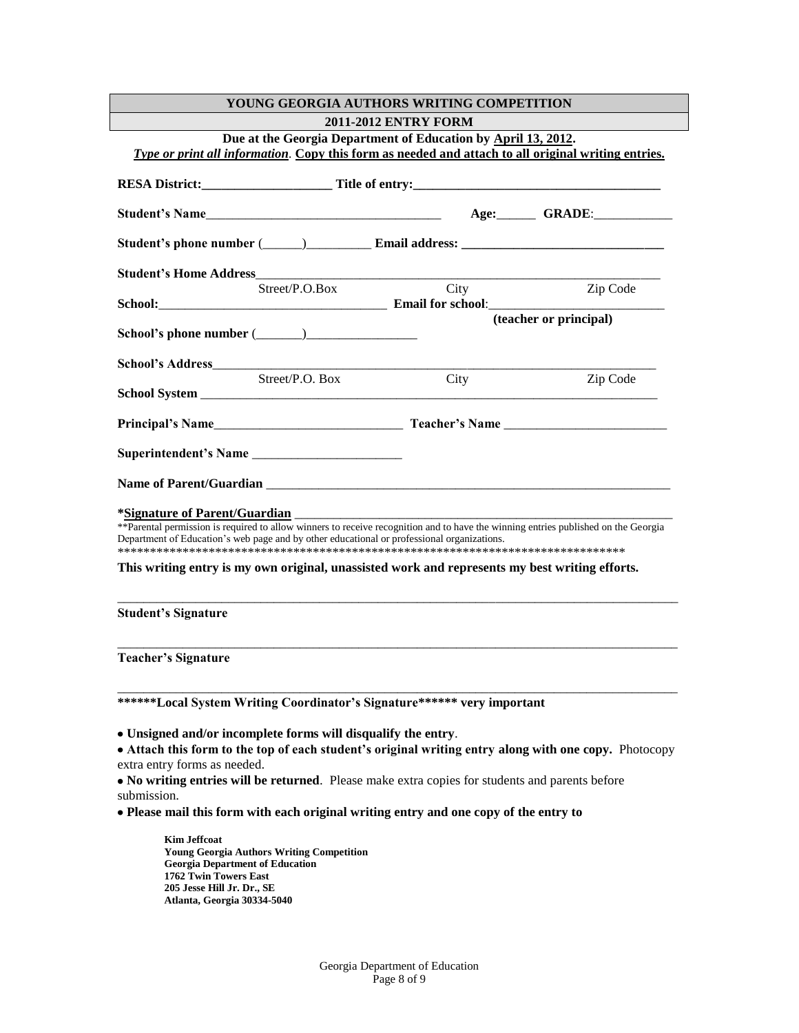# YOUNG GEORGIA AUTHORS WRITING COMPETITION

## 2011-2012 ENTRY FORM

**Due at the Georgia Department of Education by April 13, 2012.**

***Type or print all information*. Copy this form as needed and attach to all original writing entries.**

**RESA District:**____________________ **Title of entry:**______________________________________

**Student's Name**____________________________________ **Age:**______ **GRADE**:____________

**Student's phone number** (______)__________ **Email address:** ______________________________

**Student's Home Address**______________________________________________________________
Street/P.O.Box City Zip Code

**School:**___________________________________ **Email for school**:___________________________
**(teacher or principal)**

**School's phone number** (_______)_________________

**School's Address**_____________________________________________________________________
Street/P.O. Box City Zip Code

**School System** _______________________________________________________________________

**Principal's Name**_____________________________ **Teacher's Name** _________________________

**Superintendent's Name** _______________________

**Name of Parent/Guardian** ______________________________________________________________

**\*Signature of Parent/Guardian** _________________________________________________________

**Parental permission is required to allow winners to receive recognition and to have the winning entries published on the Georgia Department of Education's web page and by other educational or professional organizations.

*******************************************************************************

**This writing entry is my own original, unassisted work and represents my best writing efforts.**

_________________________________________________________________________________________

**Student's Signature**

_________________________________________________________________________________________

**Teacher's Signature**

_________________________________________________________________________________________

**\*\*\*\*\*\*Local System Writing Coordinator's Signature\*\*\*\*\*\* very important**

- **Unsigned and/or incomplete forms will disqualify the entry**.
- **Attach this form to the top of each student's original writing entry along with one copy.** Photocopy extra entry forms as needed.
- **No writing entries will be returned**. Please make extra copies for students and parents before submission.
- **Please mail this form with each original writing entry and one copy of the entry to**

> **Kim Jeffcoat**
> **Young Georgia Authors Writing Competition**
> **Georgia Department of Education**
> **1762 Twin Towers East**
> **205 Jesse Hill Jr. Dr., SE**
> **Atlanta, Georgia 30334-5040**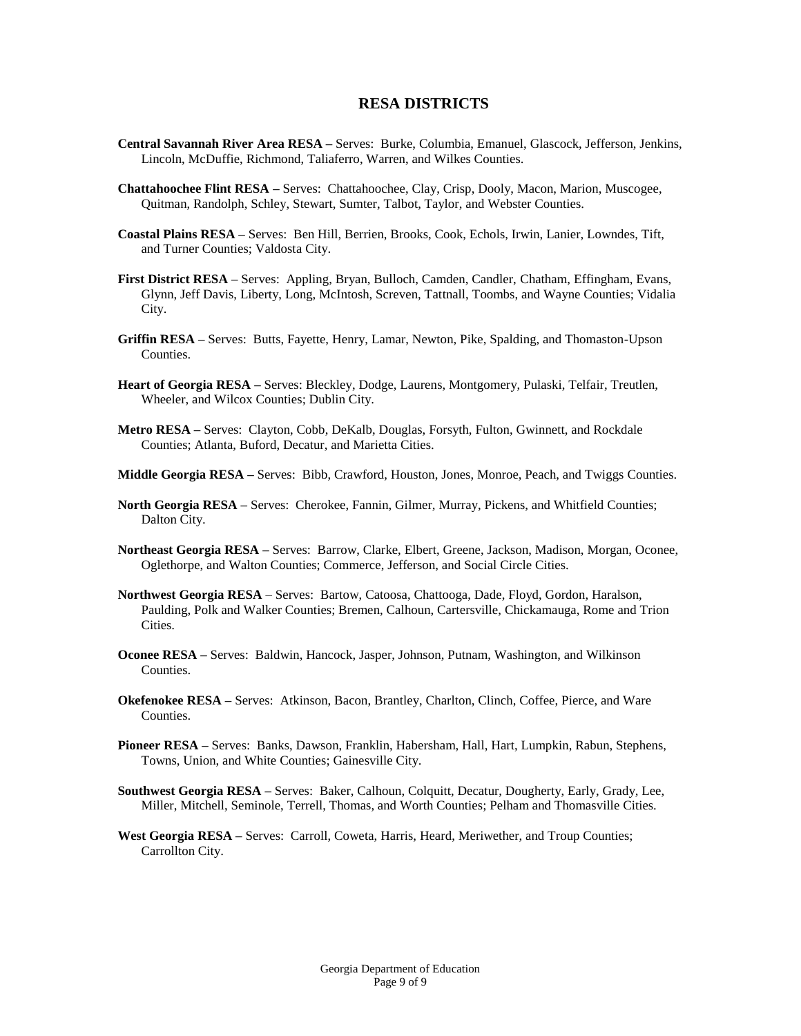## RESA DISTRICTS

**Central Savannah River Area RESA** – Serves: Burke, Columbia, Emanuel, Glascock, Jefferson, Jenkins, Lincoln, McDuffie, Richmond, Taliaferro, Warren, and Wilkes Counties.

**Chattahoochee Flint RESA** – Serves: Chattahoochee, Clay, Crisp, Dooly, Macon, Marion, Muscogee, Quitman, Randolph, Schley, Stewart, Sumter, Talbot, Taylor, and Webster Counties.

**Coastal Plains RESA** – Serves: Ben Hill, Berrien, Brooks, Cook, Echols, Irwin, Lanier, Lowndes, Tift, and Turner Counties; Valdosta City.

**First District RESA** – Serves: Appling, Bryan, Bulloch, Camden, Candler, Chatham, Effingham, Evans, Glynn, Jeff Davis, Liberty, Long, McIntosh, Screven, Tattnall, Toombs, and Wayne Counties; Vidalia City.

**Griffin RESA** – Serves: Butts, Fayette, Henry, Lamar, Newton, Pike, Spalding, and Thomaston-Upson Counties.

**Heart of Georgia RESA** – Serves: Bleckley, Dodge, Laurens, Montgomery, Pulaski, Telfair, Treutlen, Wheeler, and Wilcox Counties; Dublin City.

**Metro RESA** – Serves: Clayton, Cobb, DeKalb, Douglas, Forsyth, Fulton, Gwinnett, and Rockdale Counties; Atlanta, Buford, Decatur, and Marietta Cities.

**Middle Georgia RESA** – Serves: Bibb, Crawford, Houston, Jones, Monroe, Peach, and Twiggs Counties.

**North Georgia RESA** – Serves: Cherokee, Fannin, Gilmer, Murray, Pickens, and Whitfield Counties; Dalton City.

**Northeast Georgia RESA** – Serves: Barrow, Clarke, Elbert, Greene, Jackson, Madison, Morgan, Oconee, Oglethorpe, and Walton Counties; Commerce, Jefferson, and Social Circle Cities.

**Northwest Georgia RESA** – Serves: Bartow, Catoosa, Chattooga, Dade, Floyd, Gordon, Haralson, Paulding, Polk and Walker Counties; Bremen, Calhoun, Cartersville, Chickamauga, Rome and Trion Cities.

**Oconee RESA** – Serves: Baldwin, Hancock, Jasper, Johnson, Putnam, Washington, and Wilkinson Counties.

**Okefenokee RESA** – Serves: Atkinson, Bacon, Brantley, Charlton, Clinch, Coffee, Pierce, and Ware Counties.

**Pioneer RESA** – Serves: Banks, Dawson, Franklin, Habersham, Hall, Hart, Lumpkin, Rabun, Stephens, Towns, Union, and White Counties; Gainesville City.

**Southwest Georgia RESA** – Serves: Baker, Calhoun, Colquitt, Decatur, Dougherty, Early, Grady, Lee, Miller, Mitchell, Seminole, Terrell, Thomas, and Worth Counties; Pelham and Thomasville Cities.

**West Georgia RESA** – Serves: Carroll, Coweta, Harris, Heard, Meriwether, and Troup Counties; Carrollton City.